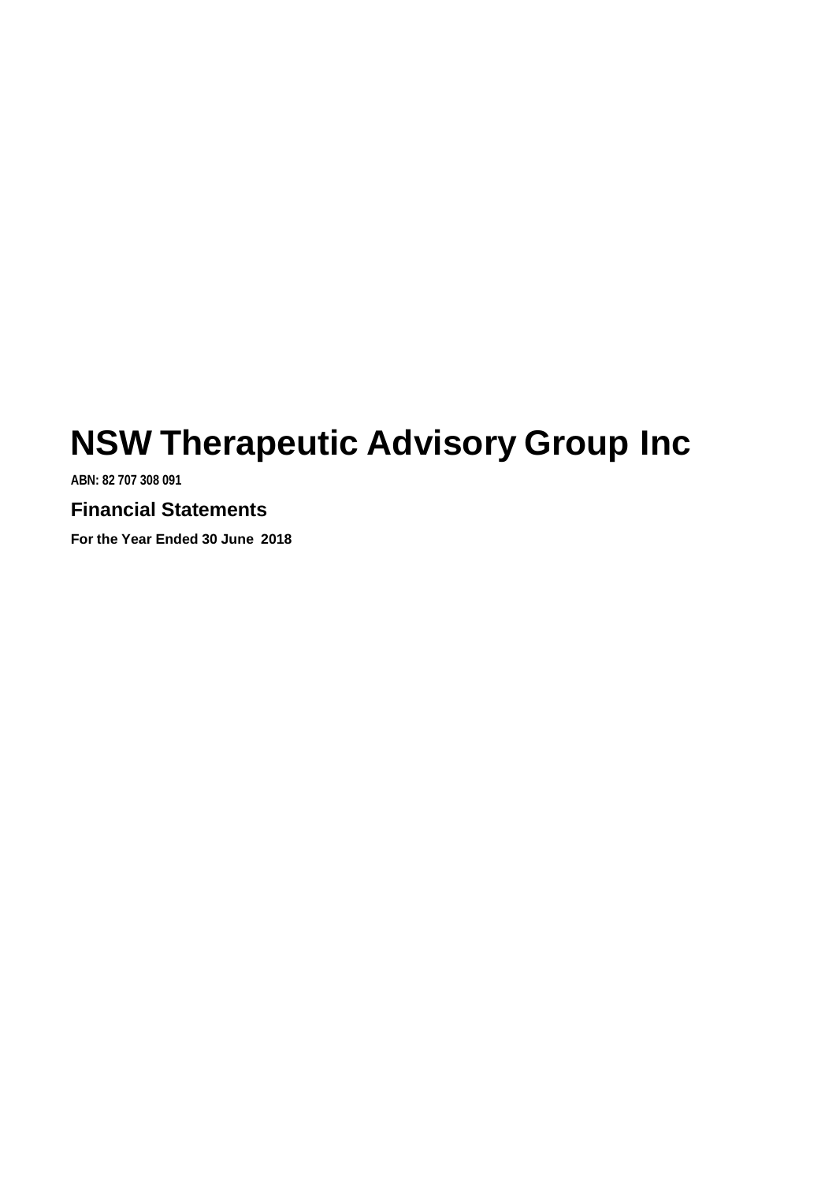# NSW Therapeutic Advisory Group Inc

**ABN: 82 707 308 091**

## Financial Statements

**For the Year Ended 30 June 2018**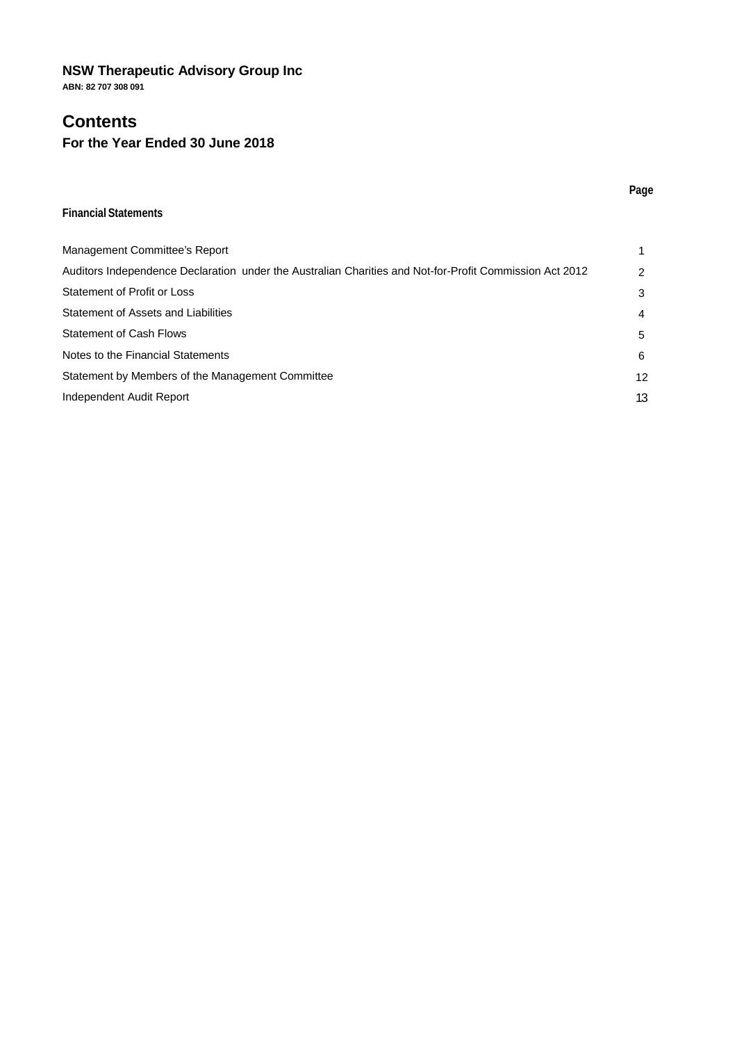**NSW Therapeutic Advisory Group Inc**

**ABN: 82 707 308 091**

# Contents

## For the Year Ended 30 June 2018

| | Page |
|---|---|
| **Financial Statements** | |
| Management Committee's Report | 1 |
| Auditors Independence Declaration under the Australian Charities and Not-for-Profit Commission Act 2012 | 2 |
| Statement of Profit or Loss | 3 |
| Statement of Assets and Liabilities | 4 |
| Statement of Cash Flows | 5 |
| Notes to the Financial Statements | 6 |
| Statement by Members of the Management Committee | 12 |
| Independent Audit Report | 13 |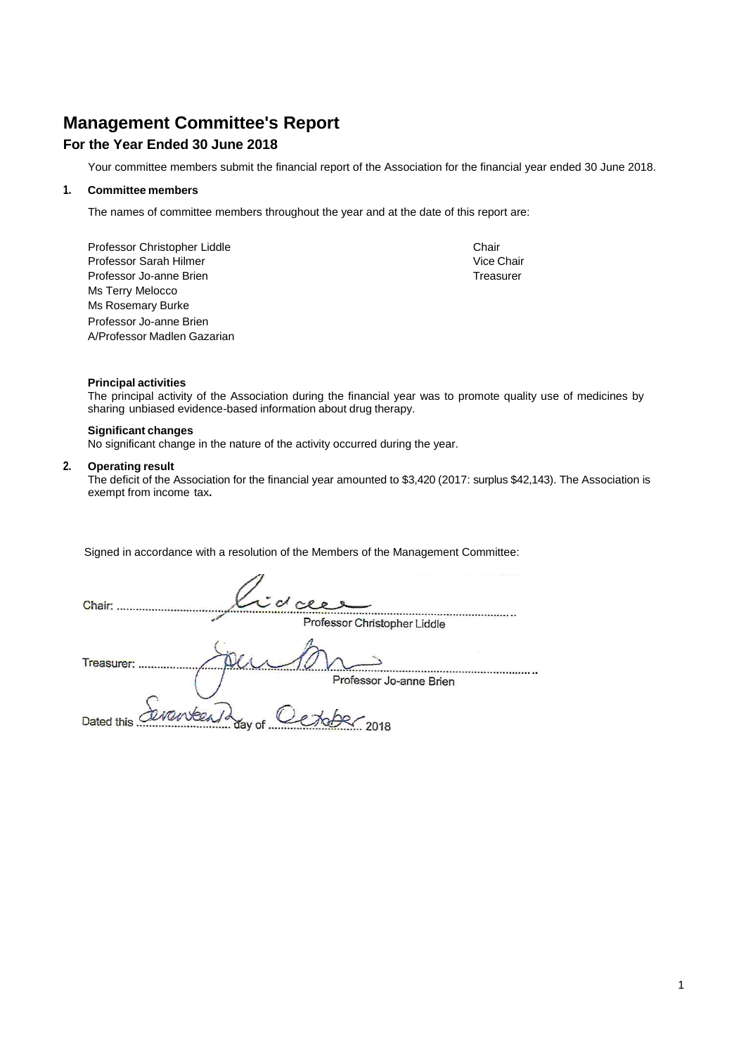# Management Committee's Report

## For the Year Ended 30 June 2018

Your committee members submit the financial report of the Association for the financial year ended 30 June 2018.

**1. Committee members**

The names of committee members throughout the year and at the date of this report are:

| | |
|---|---|
| Professor Christopher Liddle | Chair |
| Professor Sarah Hilmer | Vice Chair |
| Professor Jo-anne Brien | Treasurer |
| Ms Terry Melocco | |
| Ms Rosemary Burke | |
| Professor Jo-anne Brien | |
| A/Professor Madlen Gazarian | |

**Principal activities**

The principal activity of the Association during the financial year was to promote quality use of medicines by sharing unbiased evidence-based information about drug therapy.

**Significant changes**

No significant change in the nature of the activity occurred during the year.

**2. Operating result**

The deficit of the Association for the financial year amounted to $3,420 (2017: surplus $42,143). The Association is exempt from income tax**.**

Signed in accordance with a resolution of the Members of the Management Committee:

Chair: ............................................................

Professor Christopher Liddle

Treasurer: ............................................................

Professor Jo-anne Brien

Dated this Seventeenth day of October 2018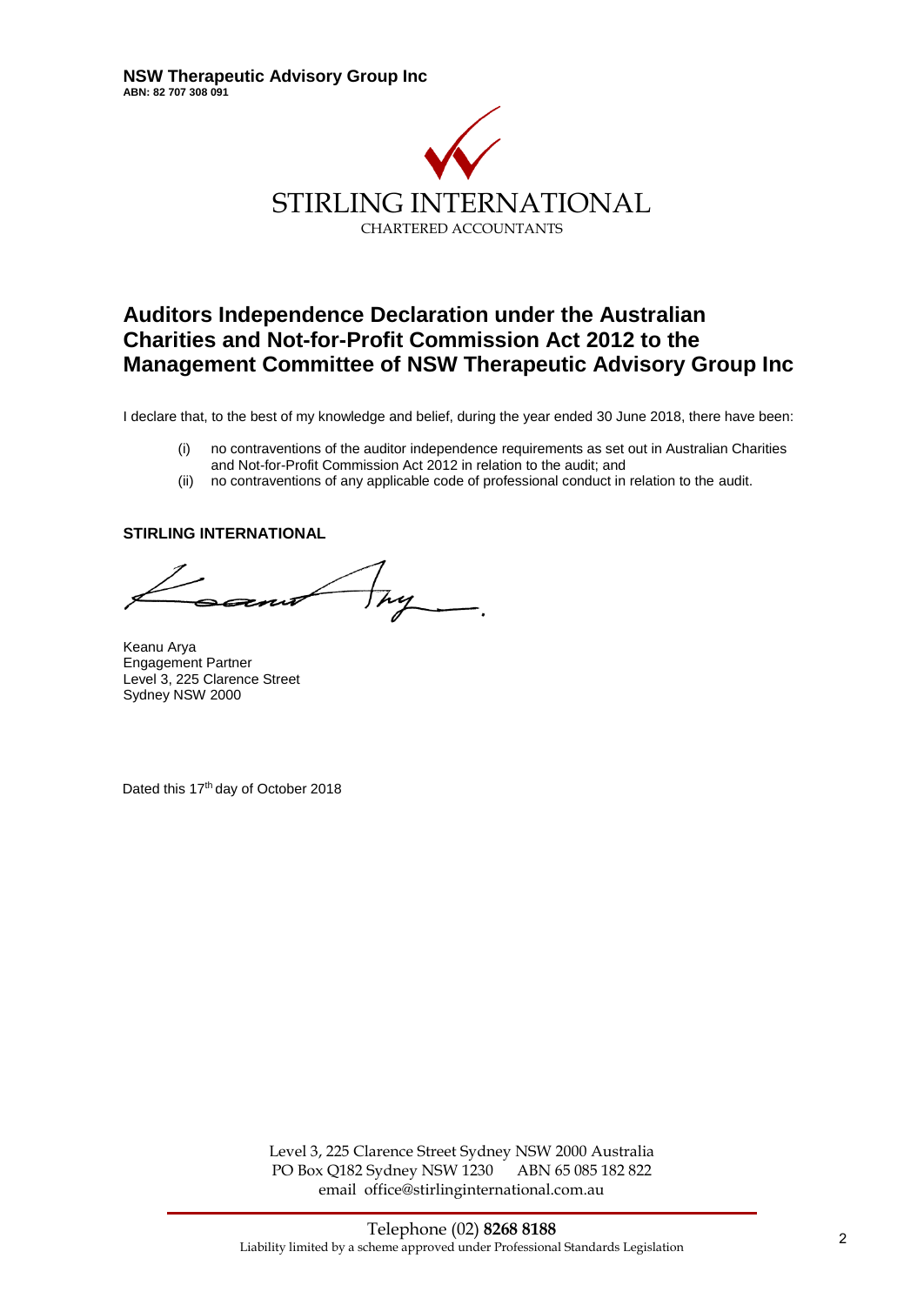**NSW Therapeutic Advisory Group Inc**
**ABN: 82 707 308 091**

STIRLING INTERNATIONAL
CHARTERED ACCOUNTANTS

## Auditors Independence Declaration under the Australian Charities and Not-for-Profit Commission Act 2012 to the Management Committee of NSW Therapeutic Advisory Group Inc

I declare that, to the best of my knowledge and belief, during the year ended 30 June 2018, there have been:

(i) no contraventions of the auditor independence requirements as set out in Australian Charities and Not-for-Profit Commission Act 2012 in relation to the audit; and
(ii) no contraventions of any applicable code of professional conduct in relation to the audit.

**STIRLING INTERNATIONAL**

Keanu Arya
Engagement Partner
Level 3, 225 Clarence Street
Sydney NSW 2000

Dated this 17th day of October 2018

Level 3, 225 Clarence Street Sydney NSW 2000 Australia
PO Box Q182 Sydney NSW 1230 ABN 65 085 182 822
email office@stirlinginternational.com.au

Telephone (02) **8268 8188**
Liability limited by a scheme approved under Professional Standards Legislation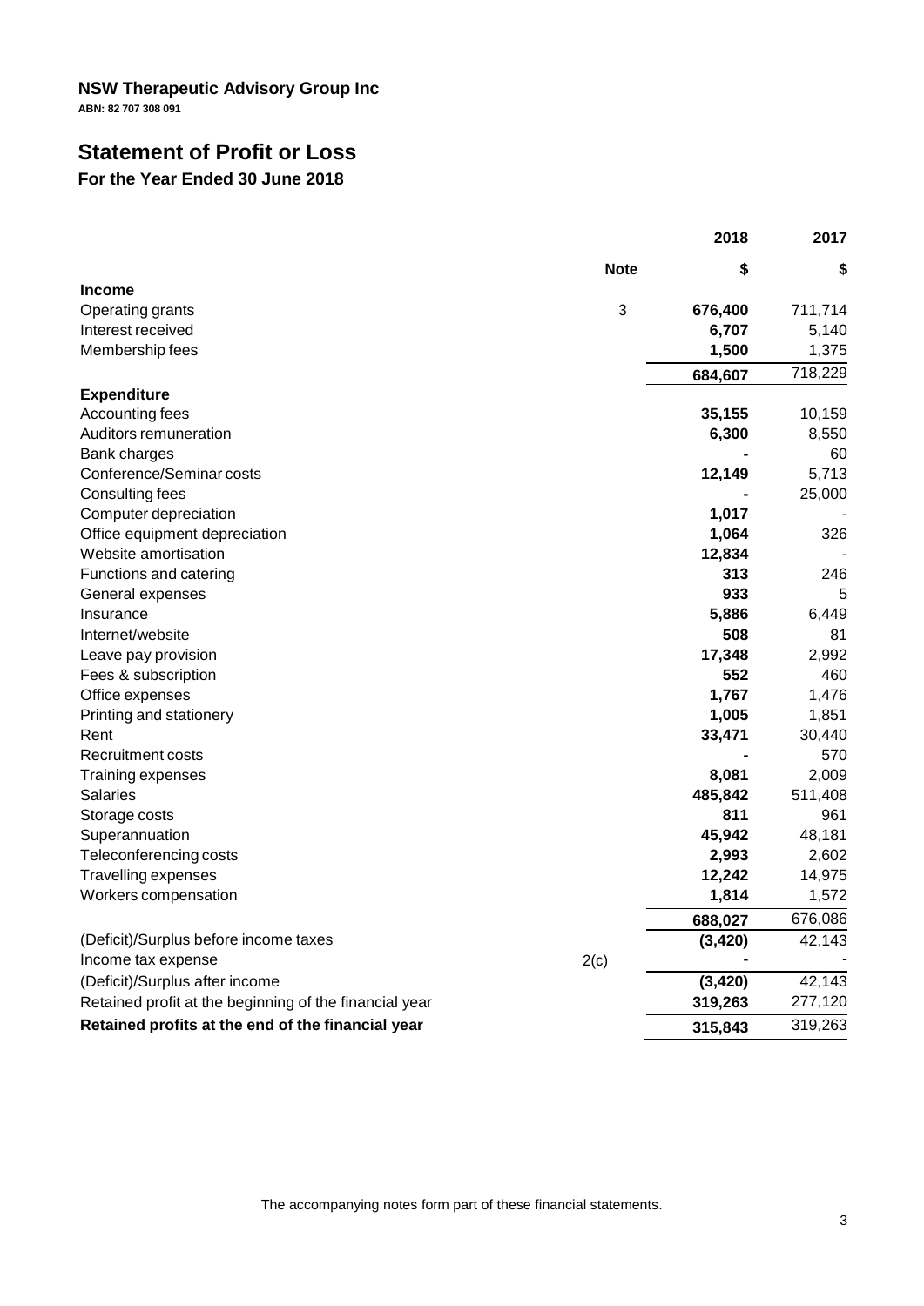**NSW Therapeutic Advisory Group Inc**

**ABN: 82 707 308 091**

# Statement of Profit or Loss

## For the Year Ended 30 June 2018

| | Note | 2018 | 2017 |
|---|---|---|---|
| | | **$** | **$** |
| **Income** | | | |
| Operating grants | 3 | **676,400** | 711,714 |
| Interest received | | **6,707** | 5,140 |
| Membership fees | | **1,500** | 1,375 |
| | | **684,607** | 718,229 |
| **Expenditure** | | | |
| Accounting fees | | **35,155** | 10,159 |
| Auditors remuneration | | **6,300** | 8,550 |
| Bank charges | | **-** | 60 |
| Conference/Seminar costs | | **12,149** | 5,713 |
| Consulting fees | | **-** | 25,000 |
| Computer depreciation | | **1,017** | - |
| Office equipment depreciation | | **1,064** | 326 |
| Website amortisation | | **12,834** | - |
| Functions and catering | | **313** | 246 |
| General expenses | | **933** | 5 |
| Insurance | | **5,886** | 6,449 |
| Internet/website | | **508** | 81 |
| Leave pay provision | | **17,348** | 2,992 |
| Fees & subscription | | **552** | 460 |
| Office expenses | | **1,767** | 1,476 |
| Printing and stationery | | **1,005** | 1,851 |
| Rent | | **33,471** | 30,440 |
| Recruitment costs | | **-** | 570 |
| Training expenses | | **8,081** | 2,009 |
| Salaries | | **485,842** | 511,408 |
| Storage costs | | **811** | 961 |
| Superannuation | | **45,942** | 48,181 |
| Teleconferencing costs | | **2,993** | 2,602 |
| Travelling expenses | | **12,242** | 14,975 |
| Workers compensation | | **1,814** | 1,572 |
| | | **688,027** | 676,086 |
| (Deficit)/Surplus before income taxes | | **(3,420)** | 42,143 |
| Income tax expense | 2(c) | **-** | - |
| (Deficit)/Surplus after income | | **(3,420)** | 42,143 |
| Retained profit at the beginning of the financial year | | **319,263** | 277,120 |
| **Retained profits at the end of the financial year** | | **315,843** | 319,263 |

The accompanying notes form part of these financial statements.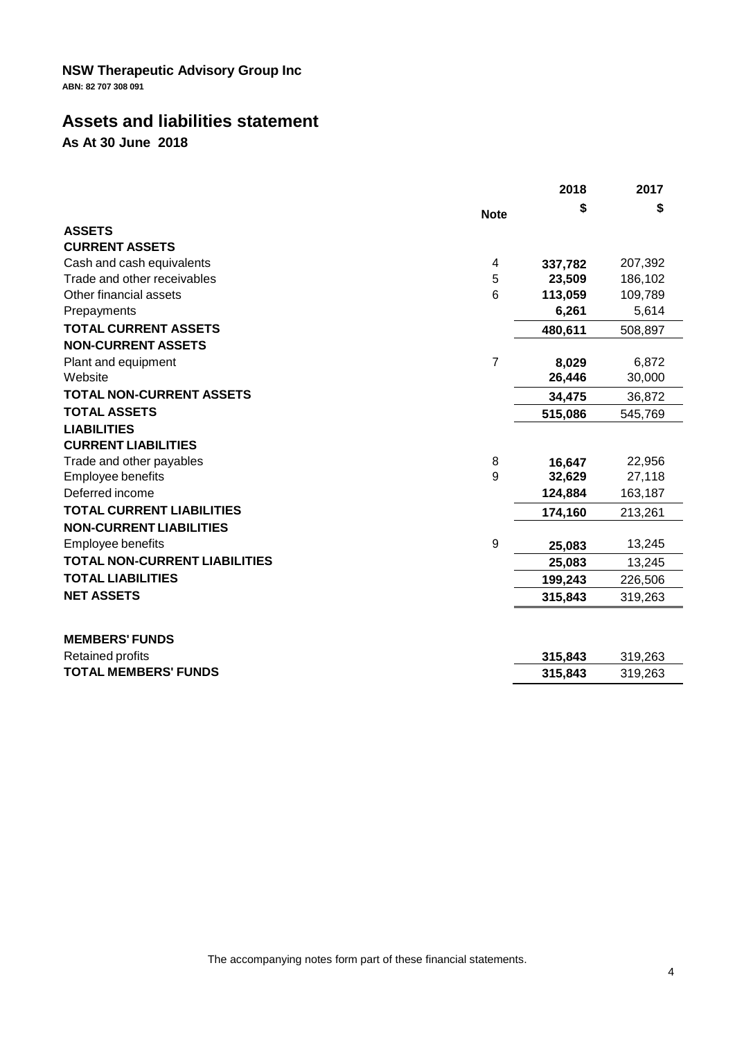**NSW Therapeutic Advisory Group Inc**

**ABN: 82 707 308 091**

## Assets and liabilities statement

**As At 30 June 2018**

| | Note | 2018 $ | 2017 $ |
|---|---|---|---|
| **ASSETS** | | | |
| **CURRENT ASSETS** | | | |
| Cash and cash equivalents | 4 | **337,782** | 207,392 |
| Trade and other receivables | 5 | **23,509** | 186,102 |
| Other financial assets | 6 | **113,059** | 109,789 |
| Prepayments | | **6,261** | 5,614 |
| **TOTAL CURRENT ASSETS** | | **480,611** | 508,897 |
| **NON-CURRENT ASSETS** | | | |
| Plant and equipment | 7 | **8,029** | 6,872 |
| Website | | **26,446** | 30,000 |
| **TOTAL NON-CURRENT ASSETS** | | **34,475** | 36,872 |
| **TOTAL ASSETS** | | **515,086** | 545,769 |
| **LIABILITIES** | | | |
| **CURRENT LIABILITIES** | | | |
| Trade and other payables | 8 | **16,647** | 22,956 |
| Employee benefits | 9 | **32,629** | 27,118 |
| Deferred income | | **124,884** | 163,187 |
| **TOTAL CURRENT LIABILITIES** | | **174,160** | 213,261 |
| **NON-CURRENT LIABILITIES** | | | |
| Employee benefits | 9 | **25,083** | 13,245 |
| **TOTAL NON-CURRENT LIABILITIES** | | **25,083** | 13,245 |
| **TOTAL LIABILITIES** | | **199,243** | 226,506 |
| **NET ASSETS** | | **315,843** | 319,263 |
| | | | |
| **MEMBERS' FUNDS** | | | |
| Retained profits | | **315,843** | 319,263 |
| **TOTAL MEMBERS' FUNDS** | | **315,843** | 319,263 |

The accompanying notes form part of these financial statements.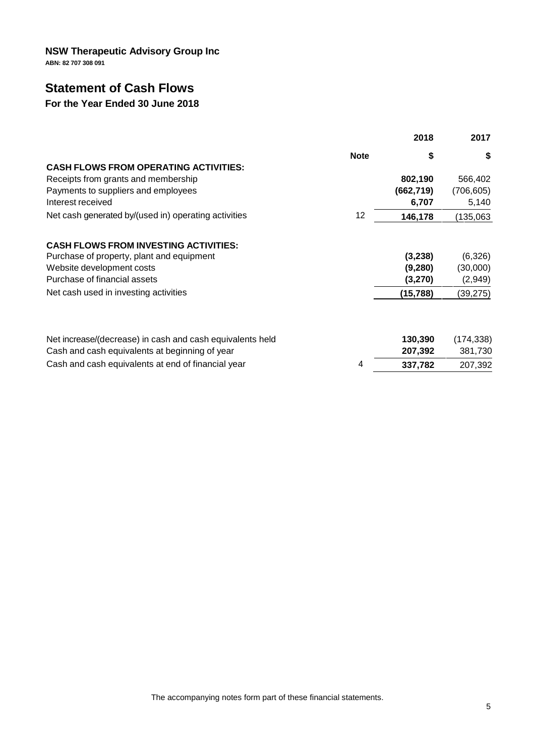**NSW Therapeutic Advisory Group Inc**

**ABN: 82 707 308 091**

# Statement of Cash Flows

## For the Year Ended 30 June 2018

| | Note | 2018<br>$ | 2017<br>$ |
|---|---|---|---|
| **CASH FLOWS FROM OPERATING ACTIVITIES:** | | | |
| Receipts from grants and membership | | **802,190** | 566,402 |
| Payments to suppliers and employees | | **(662,719)** | (706,605) |
| Interest received | | **6,707** | 5,140 |
| Net cash generated by/(used in) operating activities | 12 | **146,178** | (135,063 |
| | | | |
| **CASH FLOWS FROM INVESTING ACTIVITIES:** | | | |
| Purchase of property, plant and equipment | | **(3,238)** | (6,326) |
| Website development costs | | **(9,280)** | (30,000) |
| Purchase of financial assets | | **(3,270)** | (2,949) |
| Net cash used in investing activities | | **(15,788)** | (39,275) |
| | | | |
| Net increase/(decrease) in cash and cash equivalents held | | **130,390** | (174,338) |
| Cash and cash equivalents at beginning of year | | **207,392** | 381,730 |
| Cash and cash equivalents at end of financial year | 4 | **337,782** | 207,392 |

The accompanying notes form part of these financial statements.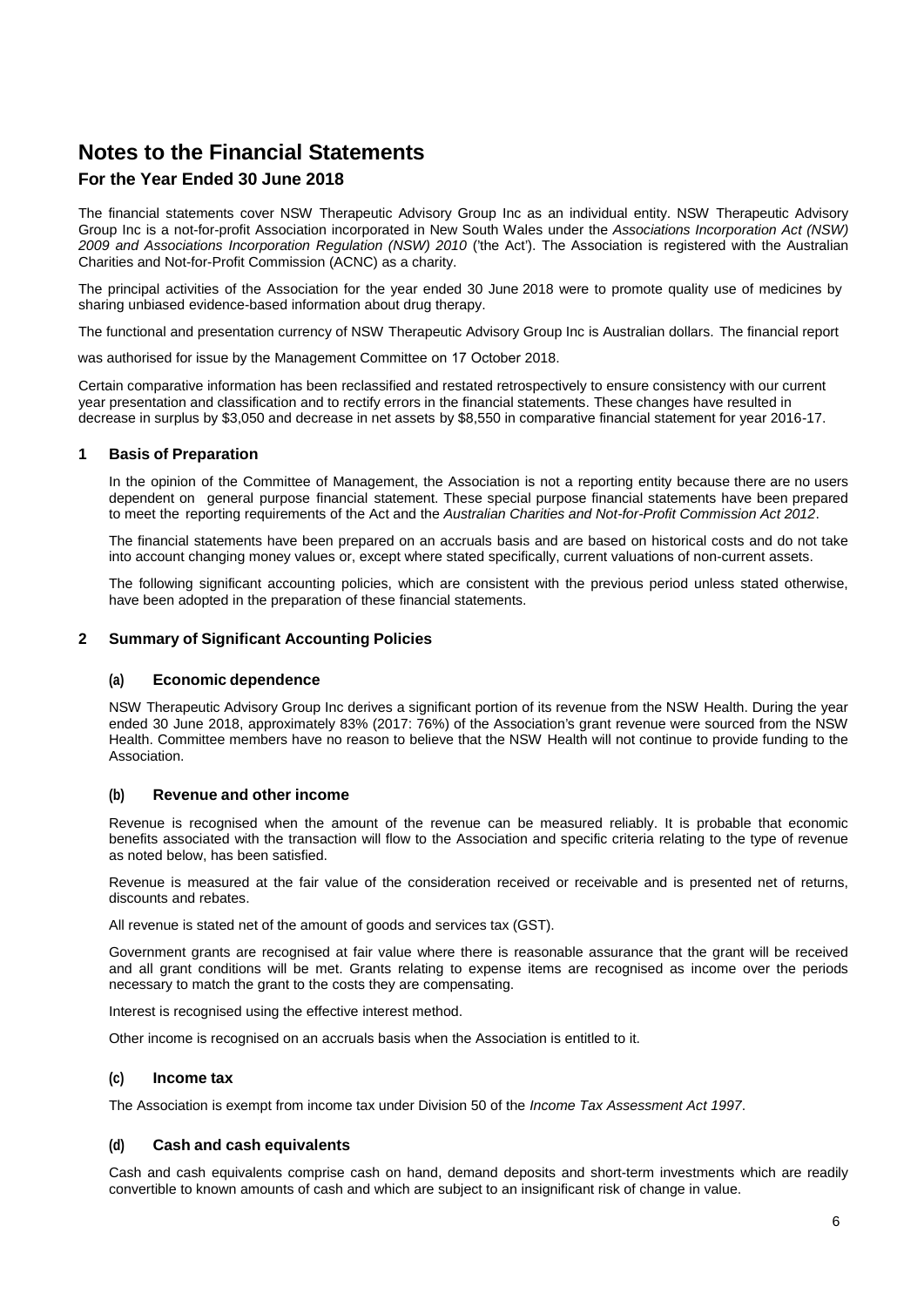# Notes to the Financial Statements

## For the Year Ended 30 June 2018

The financial statements cover NSW Therapeutic Advisory Group Inc as an individual entity. NSW Therapeutic Advisory Group Inc is a not-for-profit Association incorporated in New South Wales under the *Associations Incorporation Act (NSW) 2009 and Associations Incorporation Regulation (NSW) 2010* ('the Act'). The Association is registered with the Australian Charities and Not-for-Profit Commission (ACNC) as a charity.

The principal activities of the Association for the year ended 30 June 2018 were to promote quality use of medicines by sharing unbiased evidence-based information about drug therapy.

The functional and presentation currency of NSW Therapeutic Advisory Group Inc is Australian dollars. The financial report

was authorised for issue by the Management Committee on 17 October 2018.

Certain comparative information has been reclassified and restated retrospectively to ensure consistency with our current year presentation and classification and to rectify errors in the financial statements. These changes have resulted in decrease in surplus by $3,050 and decrease in net assets by $8,550 in comparative financial statement for year 2016-17.

### 1 Basis of Preparation

In the opinion of the Committee of Management, the Association is not a reporting entity because there are no users dependent on general purpose financial statement. These special purpose financial statements have been prepared to meet the reporting requirements of the Act and the *Australian Charities and Not-for-Profit Commission Act 2012*.

The financial statements have been prepared on an accruals basis and are based on historical costs and do not take into account changing money values or, except where stated specifically, current valuations of non-current assets.

The following significant accounting policies, which are consistent with the previous period unless stated otherwise, have been adopted in the preparation of these financial statements.

### 2 Summary of Significant Accounting Policies

#### (a) Economic dependence

NSW Therapeutic Advisory Group Inc derives a significant portion of its revenue from the NSW Health. During the year ended 30 June 2018, approximately 83% (2017: 76%) of the Association's grant revenue were sourced from the NSW Health. Committee members have no reason to believe that the NSW Health will not continue to provide funding to the Association.

#### (b) Revenue and other income

Revenue is recognised when the amount of the revenue can be measured reliably. It is probable that economic benefits associated with the transaction will flow to the Association and specific criteria relating to the type of revenue as noted below, has been satisfied.

Revenue is measured at the fair value of the consideration received or receivable and is presented net of returns, discounts and rebates.

All revenue is stated net of the amount of goods and services tax (GST).

Government grants are recognised at fair value where there is reasonable assurance that the grant will be received and all grant conditions will be met. Grants relating to expense items are recognised as income over the periods necessary to match the grant to the costs they are compensating.

Interest is recognised using the effective interest method.

Other income is recognised on an accruals basis when the Association is entitled to it.

#### (c) Income tax

The Association is exempt from income tax under Division 50 of the *Income Tax Assessment Act 1997*.

#### (d) Cash and cash equivalents

Cash and cash equivalents comprise cash on hand, demand deposits and short-term investments which are readily convertible to known amounts of cash and which are subject to an insignificant risk of change in value.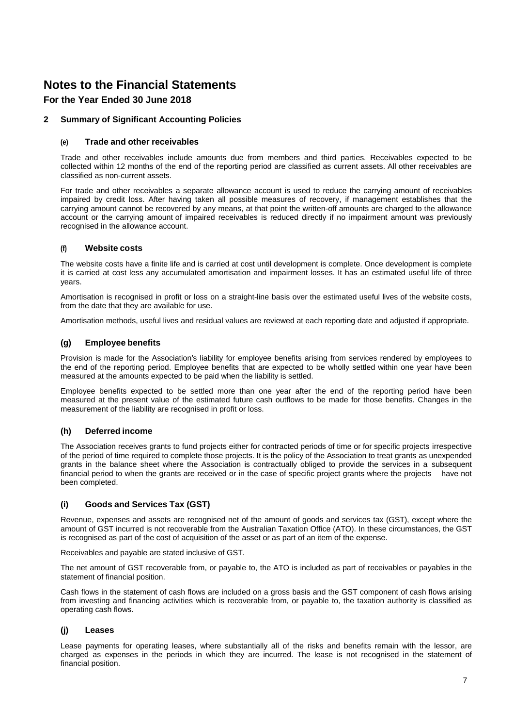# Notes to the Financial Statements

## For the Year Ended 30 June 2018

### 2 Summary of Significant Accounting Policies

#### (e) Trade and other receivables

Trade and other receivables include amounts due from members and third parties. Receivables expected to be collected within 12 months of the end of the reporting period are classified as current assets. All other receivables are classified as non-current assets.

For trade and other receivables a separate allowance account is used to reduce the carrying amount of receivables impaired by credit loss. After having taken all possible measures of recovery, if management establishes that the carrying amount cannot be recovered by any means, at that point the written-off amounts are charged to the allowance account or the carrying amount of impaired receivables is reduced directly if no impairment amount was previously recognised in the allowance account.

#### (f) Website costs

The website costs have a finite life and is carried at cost until development is complete. Once development is complete it is carried at cost less any accumulated amortisation and impairment losses. It has an estimated useful life of three years.

Amortisation is recognised in profit or loss on a straight-line basis over the estimated useful lives of the website costs, from the date that they are available for use.

Amortisation methods, useful lives and residual values are reviewed at each reporting date and adjusted if appropriate.

#### (g) Employee benefits

Provision is made for the Association's liability for employee benefits arising from services rendered by employees to the end of the reporting period. Employee benefits that are expected to be wholly settled within one year have been measured at the amounts expected to be paid when the liability is settled.

Employee benefits expected to be settled more than one year after the end of the reporting period have been measured at the present value of the estimated future cash outflows to be made for those benefits. Changes in the measurement of the liability are recognised in profit or loss.

#### (h) Deferred income

The Association receives grants to fund projects either for contracted periods of time or for specific projects irrespective of the period of time required to complete those projects. It is the policy of the Association to treat grants as unexpended grants in the balance sheet where the Association is contractually obliged to provide the services in a subsequent financial period to when the grants are received or in the case of specific project grants where the projects have not been completed.

#### (i) Goods and Services Tax (GST)

Revenue, expenses and assets are recognised net of the amount of goods and services tax (GST), except where the amount of GST incurred is not recoverable from the Australian Taxation Office (ATO). In these circumstances, the GST is recognised as part of the cost of acquisition of the asset or as part of an item of the expense.

Receivables and payable are stated inclusive of GST.

The net amount of GST recoverable from, or payable to, the ATO is included as part of receivables or payables in the statement of financial position.

Cash flows in the statement of cash flows are included on a gross basis and the GST component of cash flows arising from investing and financing activities which is recoverable from, or payable to, the taxation authority is classified as operating cash flows.

#### (j) Leases

Lease payments for operating leases, where substantially all of the risks and benefits remain with the lessor, are charged as expenses in the periods in which they are incurred. The lease is not recognised in the statement of financial position.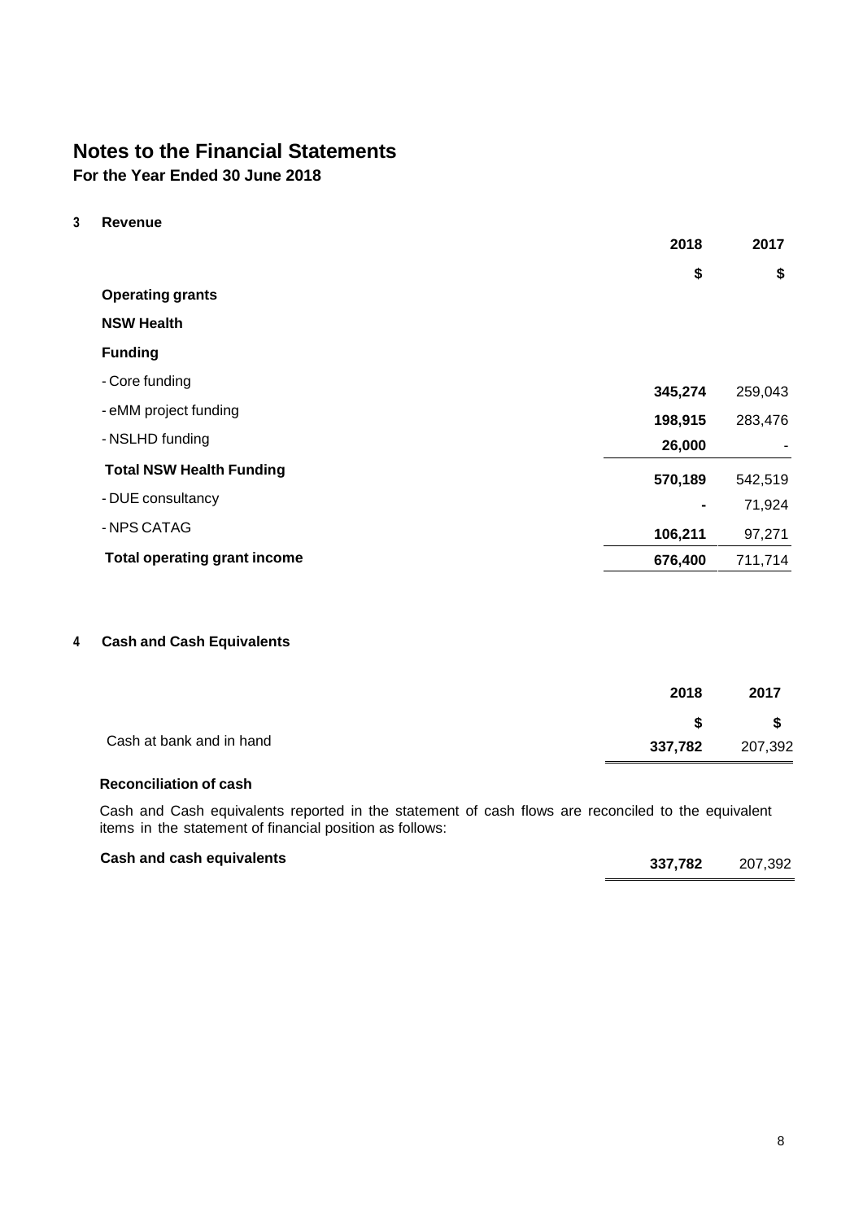# Notes to the Financial Statements

**For the Year Ended 30 June 2018**

## 3 Revenue

| | 2018 | 2017 |
|---|---|---|
| | $ | $ |
| **Operating grants** | | |
| **NSW Health** | | |
| **Funding** | | |
| - Core funding | **345,274** | 259,043 |
| - eMM project funding | **198,915** | 283,476 |
| - NSLHD funding | **26,000** | - |
| **Total NSW Health Funding** | **570,189** | 542,519 |
| - DUE consultancy | **-** | 71,924 |
| - NPS CATAG | **106,211** | 97,271 |
| **Total operating grant income** | **676,400** | 711,714 |

## 4 Cash and Cash Equivalents

| | 2018 | 2017 |
|---|---|---|
| | $ | $ |
| Cash at bank and in hand | **337,782** | 207,392 |

### Reconciliation of cash

Cash and Cash equivalents reported in the statement of cash flows are reconciled to the equivalent items in the statement of financial position as follows:

| | | |
|---|---|---|
| **Cash and cash equivalents** | **337,782** | 207,392 |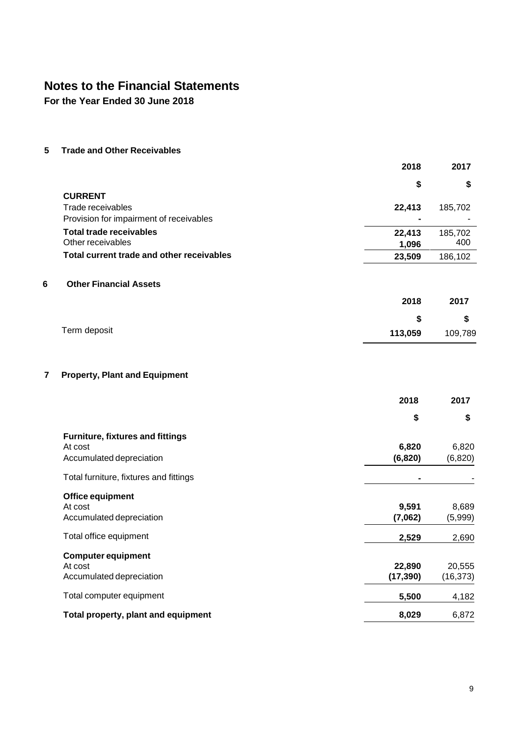# Notes to the Financial Statements

**For the Year Ended 30 June 2018**

## 5 Trade and Other Receivables

| | 2018 | 2017 |
|---|---|---|
| | $ | $ |
| **CURRENT** | | |
| Trade receivables | **22,413** | 185,702 |
| Provision for impairment of receivables | **-** | - |
| **Total trade receivables** | **22,413** | 185,702 |
| Other receivables | **1,096** | 400 |
| **Total current trade and other receivables** | **23,509** | 186,102 |

## 6 Other Financial Assets

| | 2018 | 2017 |
|---|---|---|
| | $ | $ |
| Term deposit | **113,059** | 109,789 |

## 7 Property, Plant and Equipment

| | 2018 | 2017 |
|---|---|---|
| | $ | $ |
| **Furniture, fixtures and fittings** | | |
| At cost | **6,820** | 6,820 |
| Accumulated depreciation | **(6,820)** | (6,820) |
| Total furniture, fixtures and fittings | **-** | - |
| **Office equipment** | | |
| At cost | **9,591** | 8,689 |
| Accumulated depreciation | **(7,062)** | (5,999) |
| Total office equipment | **2,529** | 2,690 |
| **Computer equipment** | | |
| At cost | **22,890** | 20,555 |
| Accumulated depreciation | **(17,390)** | (16,373) |
| Total computer equipment | **5,500** | 4,182 |
| **Total property, plant and equipment** | **8,029** | 6,872 |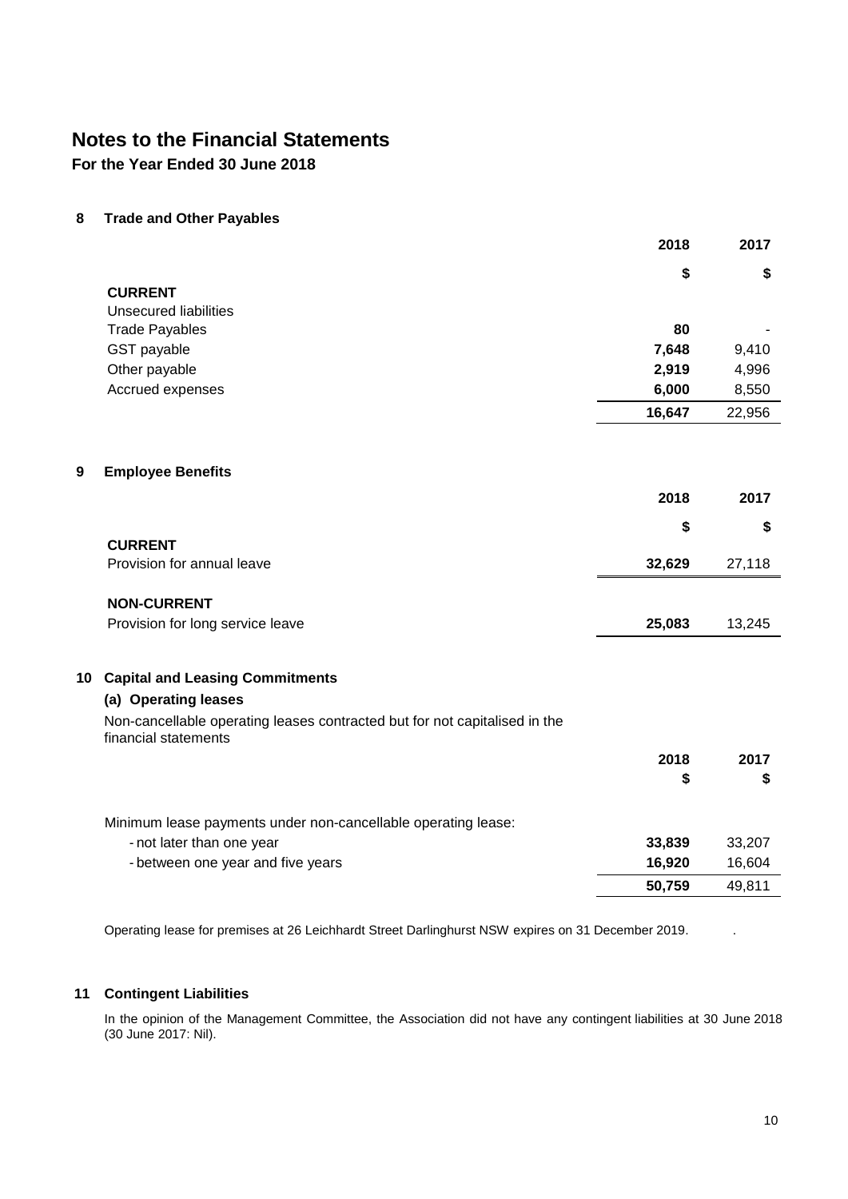# Notes to the Financial Statements

**For the Year Ended 30 June 2018**

## 8 Trade and Other Payables

| | 2018 | 2017 |
|---|---|---|
| | $ | $ |
| **CURRENT** | | |
| Unsecured liabilities | | |
| Trade Payables | **80** | - |
| GST payable | **7,648** | 9,410 |
| Other payable | **2,919** | 4,996 |
| Accrued expenses | **6,000** | 8,550 |
| | **16,647** | 22,956 |

## 9 Employee Benefits

| | 2018 | 2017 |
|---|---|---|
| | $ | $ |
| **CURRENT** | | |
| Provision for annual leave | **32,629** | 27,118 |
| **NON-CURRENT** | | |
| Provision for long service leave | **25,083** | 13,245 |

## 10 Capital and Leasing Commitments

### (a) Operating leases

Non-cancellable operating leases contracted but for not capitalised in the financial statements

| | 2018 | 2017 |
|---|---|---|
| | $ | $ |
| Minimum lease payments under non-cancellable operating lease: | | |
| - not later than one year | **33,839** | 33,207 |
| - between one year and five years | **16,920** | 16,604 |
| | **50,759** | 49,811 |

Operating lease for premises at 26 Leichhardt Street Darlinghurst NSW expires on 31 December 2019.

## 11 Contingent Liabilities

In the opinion of the Management Committee, the Association did not have any contingent liabilities at 30 June 2018 (30 June 2017: Nil).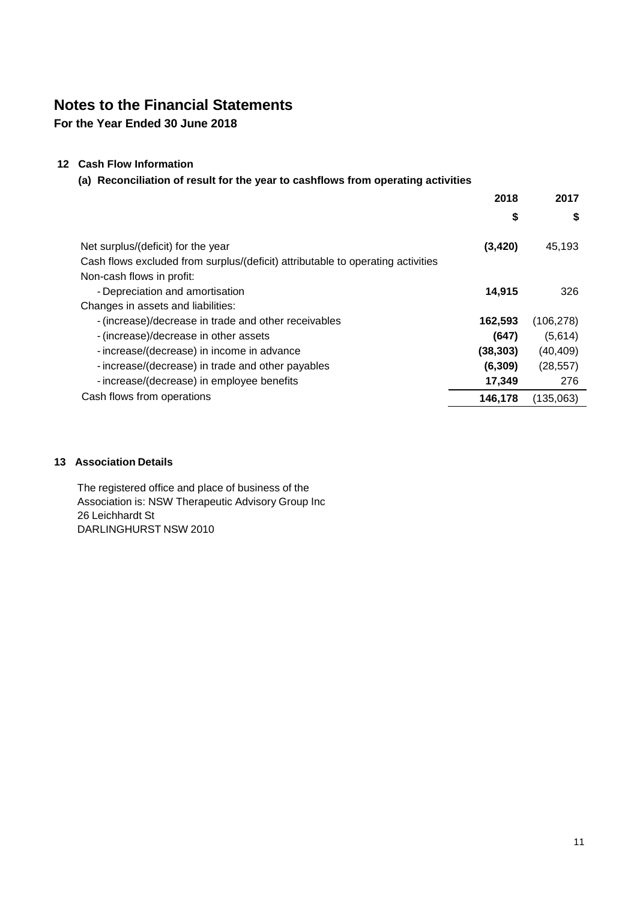# Notes to the Financial Statements

**For the Year Ended 30 June 2018**

## 12 Cash Flow Information

### (a) Reconciliation of result for the year to cashflows from operating activities

| | 2018 | 2017 |
|---|---|---|
| | $ | $ |
| Net surplus/(deficit) for the year | **(3,420)** | 45,193 |
| Cash flows excluded from surplus/(deficit) attributable to operating activities | | |
| Non-cash flows in profit: | | |
| - Depreciation and amortisation | **14,915** | 326 |
| Changes in assets and liabilities: | | |
| - (increase)/decrease in trade and other receivables | **162,593** | (106,278) |
| - (increase)/decrease in other assets | **(647)** | (5,614) |
| - increase/(decrease) in income in advance | **(38,303)** | (40,409) |
| - increase/(decrease) in trade and other payables | **(6,309)** | (28,557) |
| - increase/(decrease) in employee benefits | **17,349** | 276 |
| Cash flows from operations | **146,178** | (135,063) |

## 13 Association Details

The registered office and place of business of the Association is: NSW Therapeutic Advisory Group Inc
26 Leichhardt St
DARLINGHURST NSW 2010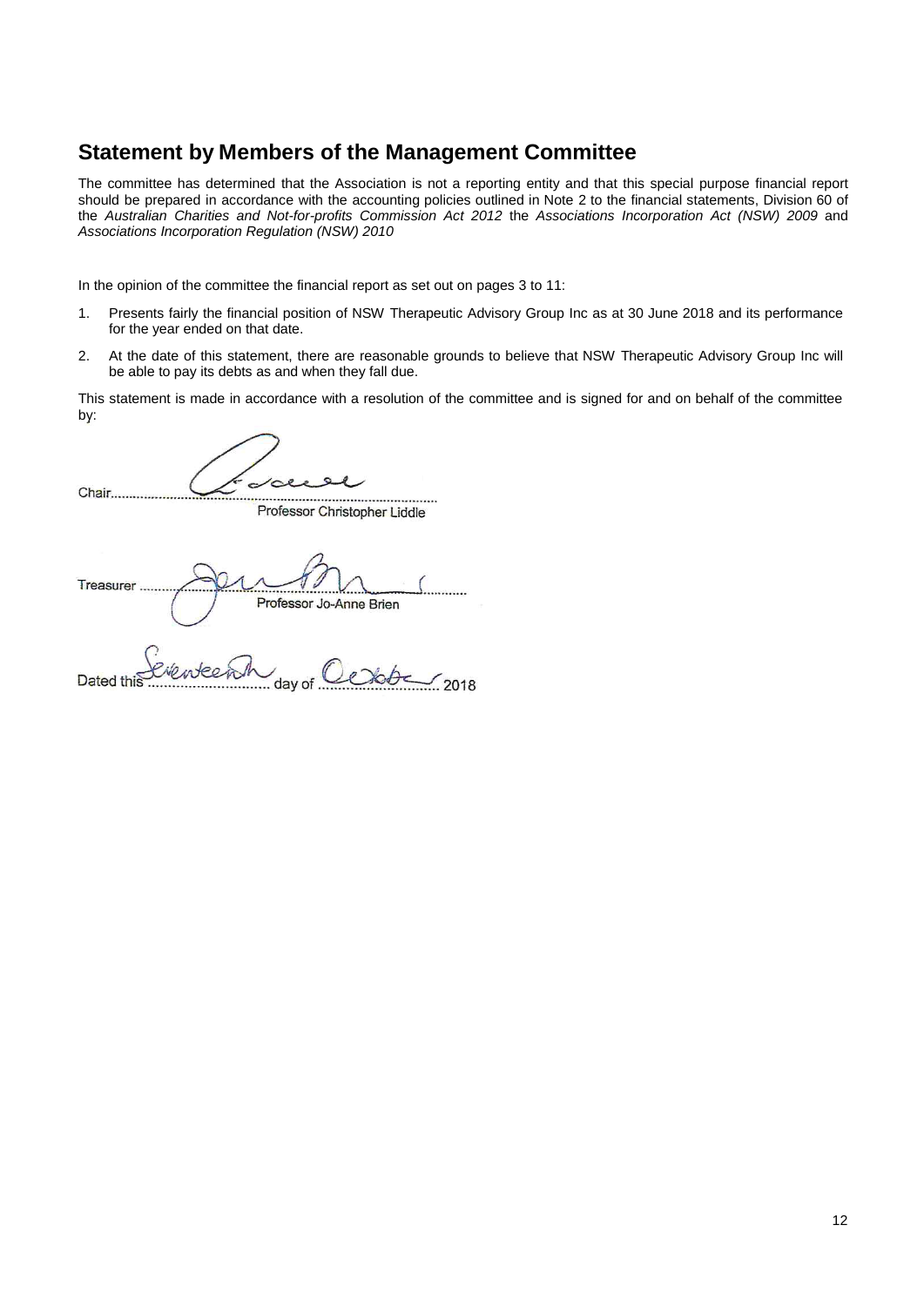## Statement by Members of the Management Committee

The committee has determined that the Association is not a reporting entity and that this special purpose financial report should be prepared in accordance with the accounting policies outlined in Note 2 to the financial statements, Division 60 of the *Australian Charities and Not-for-profits Commission Act 2012* the *Associations Incorporation Act (NSW) 2009* and *Associations Incorporation Regulation (NSW) 2010*

In the opinion of the committee the financial report as set out on pages 3 to 11:

1. Presents fairly the financial position of NSW Therapeutic Advisory Group Inc as at 30 June 2018 and its performance for the year ended on that date.
2. At the date of this statement, there are reasonable grounds to believe that NSW Therapeutic Advisory Group Inc will be able to pay its debts as and when they fall due.

This statement is made in accordance with a resolution of the committee and is signed for and on behalf of the committee by:

Chair..........................................................................................

Professor Christopher Liddle

Treasurer ..................................................................................

Professor Jo-Anne Brien

Dated this Seventeenth day of October 2018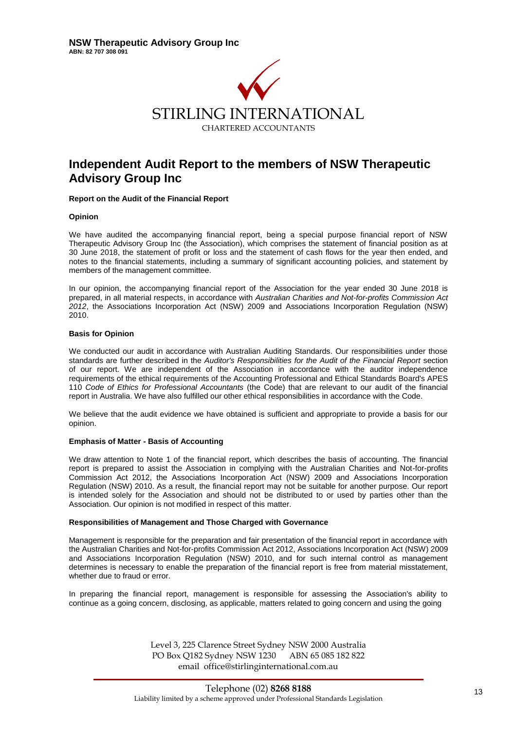**NSW Therapeutic Advisory Group Inc**
**ABN: 82 707 308 091**

STIRLING INTERNATIONAL
CHARTERED ACCOUNTANTS

# Independent Audit Report to the members of NSW Therapeutic Advisory Group Inc

**Report on the Audit of the Financial Report**

**Opinion**

We have audited the accompanying financial report, being a special purpose financial report of NSW Therapeutic Advisory Group Inc (the Association), which comprises the statement of financial position as at 30 June 2018, the statement of profit or loss and the statement of cash flows for the year then ended, and notes to the financial statements, including a summary of significant accounting policies, and statement by members of the management committee.

In our opinion, the accompanying financial report of the Association for the year ended 30 June 2018 is prepared, in all material respects, in accordance with *Australian Charities and Not-for-profits Commission Act 2012*, the Associations Incorporation Act (NSW) 2009 and Associations Incorporation Regulation (NSW) 2010.

**Basis for Opinion**

We conducted our audit in accordance with Australian Auditing Standards. Our responsibilities under those standards are further described in the *Auditor's Responsibilities for the Audit of the Financial Report* section of our report. We are independent of the Association in accordance with the auditor independence requirements of the ethical requirements of the Accounting Professional and Ethical Standards Board's APES 110 *Code of Ethics for Professional Accountants* (the Code) that are relevant to our audit of the financial report in Australia. We have also fulfilled our other ethical responsibilities in accordance with the Code.

We believe that the audit evidence we have obtained is sufficient and appropriate to provide a basis for our opinion.

**Emphasis of Matter - Basis of Accounting**

We draw attention to Note 1 of the financial report, which describes the basis of accounting. The financial report is prepared to assist the Association in complying with the Australian Charities and Not-for-profits Commission Act 2012, the Associations Incorporation Act (NSW) 2009 and Associations Incorporation Regulation (NSW) 2010. As a result, the financial report may not be suitable for another purpose. Our report is intended solely for the Association and should not be distributed to or used by parties other than the Association. Our opinion is not modified in respect of this matter.

**Responsibilities of Management and Those Charged with Governance**

Management is responsible for the preparation and fair presentation of the financial report in accordance with the Australian Charities and Not-for-profits Commission Act 2012, Associations Incorporation Act (NSW) 2009 and Associations Incorporation Regulation (NSW) 2010, and for such internal control as management determines is necessary to enable the preparation of the financial report is free from material misstatement, whether due to fraud or error.

In preparing the financial report, management is responsible for assessing the Association's ability to continue as a going concern, disclosing, as applicable, matters related to going concern and using the going

Level 3, 225 Clarence Street Sydney NSW 2000 Australia
PO Box Q182 Sydney NSW 1230 ABN 65 085 182 822
email office@stirlinginternational.com.au

Telephone (02) **8268 8188**
Liability limited by a scheme approved under Professional Standards Legislation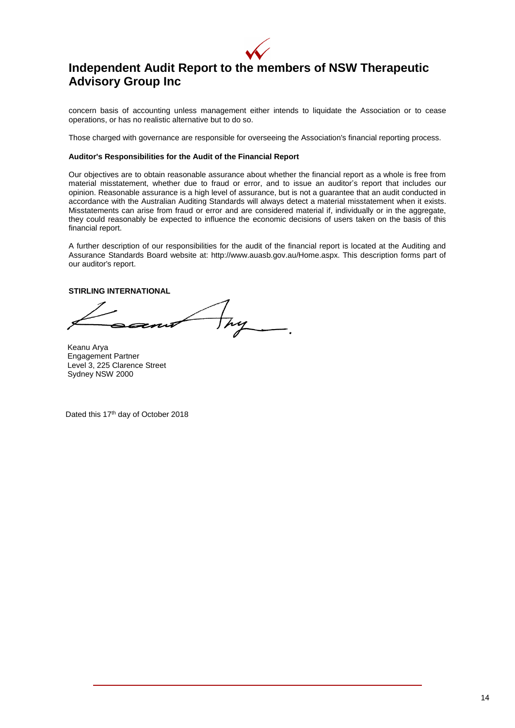# Independent Audit Report to the members of NSW Therapeutic Advisory Group Inc

concern basis of accounting unless management either intends to liquidate the Association or to cease operations, or has no realistic alternative but to do so.

Those charged with governance are responsible for overseeing the Association's financial reporting process.

**Auditor's Responsibilities for the Audit of the Financial Report**

Our objectives are to obtain reasonable assurance about whether the financial report as a whole is free from material misstatement, whether due to fraud or error, and to issue an auditor's report that includes our opinion. Reasonable assurance is a high level of assurance, but is not a guarantee that an audit conducted in accordance with the Australian Auditing Standards will always detect a material misstatement when it exists. Misstatements can arise from fraud or error and are considered material if, individually or in the aggregate, they could reasonably be expected to influence the economic decisions of users taken on the basis of this financial report.

A further description of our responsibilities for the audit of the financial report is located at the Auditing and Assurance Standards Board website at: http://www.auasb.gov.au/Home.aspx. This description forms part of our auditor's report.

**STIRLING INTERNATIONAL**

Keanu Arya
Engagement Partner
Level 3, 225 Clarence Street
Sydney NSW 2000

Dated this 17th day of October 2018